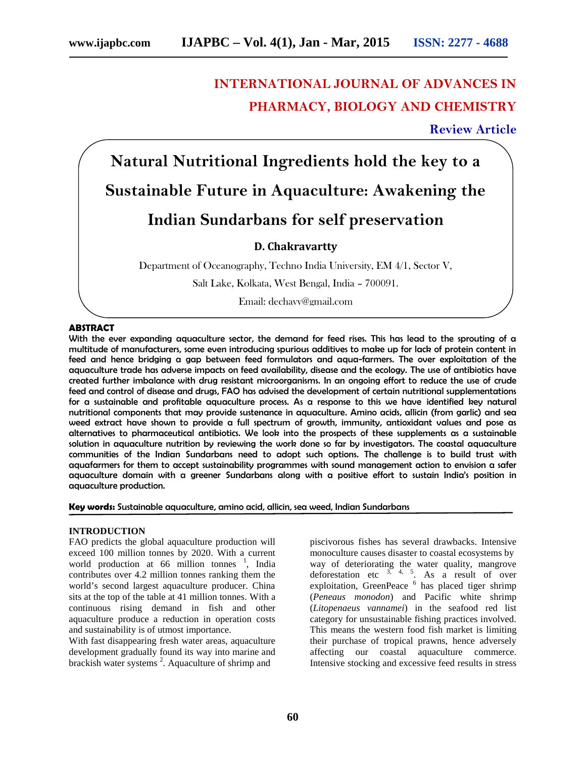# INTERNATIONAL JOURNAL OF ADVANCES IN PHARMACY, BIOLOGY AND CHEMISTRY

**Review Article**

# Natural Nutritional Ingredients hold the key to a Sustainable Future in Aquaculture: Awakening the Indian Sundarbans for self preservation

**D. Chakravartty**

Department of Oceanography, Techno India University, EM 4/1, Sector V,

Salt Lake, Kolkata, West Bengal, India – 700091.

Email: dechavy@gmail.com

## ABSTRACT

With the ever expanding aquaculture sector, the demand for feed rises. This has lead to the sprouting of a multitude of manufacturers, some even introducing spurious additives to make up for lack of protein content in feed and hence bridging a gap between feed formulators and aqua-farmers. The over exploitation of the aquaculture trade has adverse impacts on feed availability, disease and the ecology. The use of antibiotics have created further imbalance with drug resistant microorganisms. In an ongoing effort to reduce the use of crude feed and control of disease and drugs, FAO has advised the development of certain nutritional supplementations for a sustainable and profitable aquaculture process. As a response to this we have identified key natural nutritional components that may provide sustenance in aquaculture. Amino acids, allicin (from garlic) and sea weed extract have shown to provide a full spectrum of growth, immunity, antioxidant values and pose as alternatives to pharmaceutical antibiotics. We look into the prospects of these supplements as a sustainable solution in aquaculture nutrition by reviewing the work done so far by investigators. The coastal aquaculture communities of the Indian Sundarbans need to adopt such options. The challenge is to build trust with aquafarmers for them to accept sustainability programmes with sound management action to envision a safer aquaculture domain with a greener Sundarbans along with a positive effort to sustain India's position in aquaculture production.

**Key words:** Sustainable aquaculture, amino acid, allicin, sea weed, Indian Sundarbans

## INTRODUCTION

FAO predicts the global aquaculture production will exceed 100 million tonnes by 2020. With a current world production at 66 million tonnes [1], India contributes over 4.2 million tonnes ranking them the world's second largest aquaculture producer. China sits at the top of the table at 41 million tonnes. With a continuous rising demand in fish and other aquaculture produce a reduction in operation costs and sustainability is of utmost importance.

With fast disappearing fresh water areas, aquaculture development gradually found its way into marine and brackish water systems [2]. Aquaculture of shrimp and piscivorous fishes has several drawbacks. Intensive monoculture causes disaster to coastal ecosystems by way of deteriorating the water quality, mangrove deforestation etc [3, 4, 5]. As a result of over exploitation, GreenPeace [6] has placed tiger shrimp (*Peneaus monodon*) and Pacific white shrimp (*Litopenaeus vannamei*) in the seafood red list category for unsustainable fishing practices involved. This means the western food fish market is limiting their purchase of tropical prawns, hence adversely affecting our coastal aquaculture commerce. Intensive stocking and excessive feed results in stress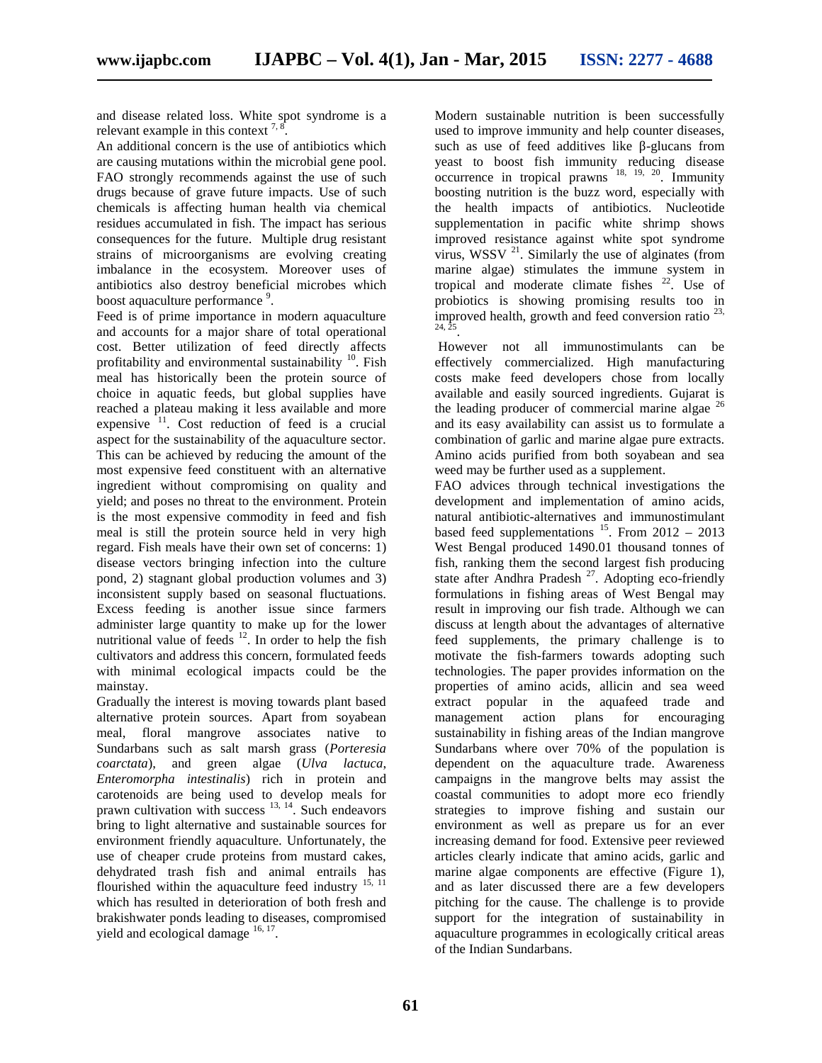and disease related loss. White spot syndrome is a relevant example in this context [7, 8].

An additional concern is the use of antibiotics which are causing mutations within the microbial gene pool. FAO strongly recommends against the use of such drugs because of grave future impacts. Use of such chemicals is affecting human health via chemical residues accumulated in fish. The impact has serious consequences for the future. Multiple drug resistant strains of microorganisms are evolving creating imbalance in the ecosystem. Moreover uses of antibiotics also destroy beneficial microbes which boost aquaculture performance [9].

Feed is of prime importance in modern aquaculture and accounts for a major share of total operational cost. Better utilization of feed directly affects profitability and environmental sustainability [10]. Fish meal has historically been the protein source of choice in aquatic feeds, but global supplies have reached a plateau making it less available and more expensive [11]. Cost reduction of feed is a crucial aspect for the sustainability of the aquaculture sector. This can be achieved by reducing the amount of the most expensive feed constituent with an alternative ingredient without compromising on quality and yield; and poses no threat to the environment. Protein is the most expensive commodity in feed and fish meal is still the protein source held in very high regard. Fish meals have their own set of concerns: 1) disease vectors bringing infection into the culture pond, 2) stagnant global production volumes and 3) inconsistent supply based on seasonal fluctuations. Excess feeding is another issue since farmers administer large quantity to make up for the lower nutritional value of feeds [12]. In order to help the fish cultivators and address this concern, formulated feeds with minimal ecological impacts could be the mainstay.

Gradually the interest is moving towards plant based alternative protein sources. Apart from soyabean meal, floral mangrove associates native to Sundarbans such as salt marsh grass (*Porteresia coarctata*), and green algae (*Ulva lactuca*, *Enteromorpha intestinalis*) rich in protein and carotenoids are being used to develop meals for prawn cultivation with success [13, 14]. Such endeavors bring to light alternative and sustainable sources for environment friendly aquaculture. Unfortunately, the use of cheaper crude proteins from mustard cakes, dehydrated trash fish and animal entrails has flourished within the aquaculture feed industry [15, 11] which has resulted in deterioration of both fresh and brakishwater ponds leading to diseases, compromised yield and ecological damage [16, 17].

Modern sustainable nutrition is been successfully used to improve immunity and help counter diseases, such as use of feed additives like β-glucans from yeast to boost fish immunity reducing disease occurrence in tropical prawns [18, 19, 20]. Immunity boosting nutrition is the buzz word, especially with the health impacts of antibiotics. Nucleotide supplementation in pacific white shrimp shows improved resistance against white spot syndrome virus, WSSV [21]. Similarly the use of alginates (from marine algae) stimulates the immune system in tropical and moderate climate fishes [22]. Use of probiotics is showing promising results too in improved health, growth and feed conversion ratio [23, 24, 25].

However not all immunostimulants can be effectively commercialized. High manufacturing costs make feed developers chose from locally available and easily sourced ingredients. Gujarat is the leading producer of commercial marine algae [26] and its easy availability can assist us to formulate a combination of garlic and marine algae pure extracts. Amino acids purified from both soyabean and sea weed may be further used as a supplement.

FAO advices through technical investigations the development and implementation of amino acids, natural antibiotic-alternatives and immunostimulant based feed supplementations [15]. From 2012 – 2013 West Bengal produced 1490.01 thousand tonnes of fish, ranking them the second largest fish producing state after Andhra Pradesh [27]. Adopting eco-friendly formulations in fishing areas of West Bengal may result in improving our fish trade. Although we can discuss at length about the advantages of alternative feed supplements, the primary challenge is to motivate the fish-farmers towards adopting such technologies. The paper provides information on the properties of amino acids, allicin and sea weed extract popular in the aquafeed trade and management action plans for encouraging sustainability in fishing areas of the Indian mangrove Sundarbans where over 70% of the population is dependent on the aquaculture trade. Awareness campaigns in the mangrove belts may assist the coastal communities to adopt more eco friendly strategies to improve fishing and sustain our environment as well as prepare us for an ever increasing demand for food. Extensive peer reviewed articles clearly indicate that amino acids, garlic and marine algae components are effective (Figure 1), and as later discussed there are a few developers pitching for the cause. The challenge is to provide support for the integration of sustainability in aquaculture programmes in ecologically critical areas of the Indian Sundarbans.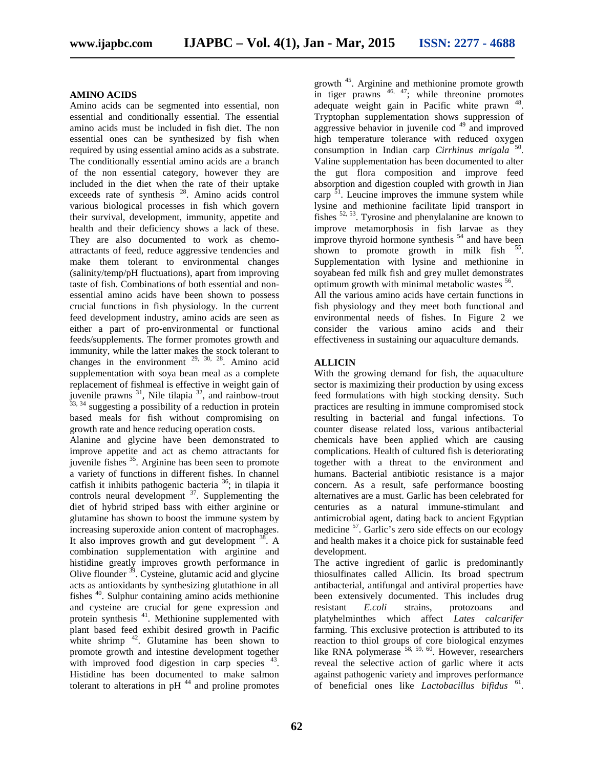## AMINO ACIDS

Amino acids can be segmented into essential, non essential and conditionally essential. The essential amino acids must be included in fish diet. The non essential ones can be synthesized by fish when required by using essential amino acids as a substrate. The conditionally essential amino acids are a branch of the non essential category, however they are included in the diet when the rate of their uptake exceeds rate of synthesis [28]. Amino acids control various biological processes in fish which govern their survival, development, immunity, appetite and health and their deficiency shows a lack of these. They are also documented to work as chemo-attractants of feed, reduce aggressive tendencies and make them tolerant to environmental changes (salinity/temp/pH fluctuations), apart from improving taste of fish. Combinations of both essential and non-essential amino acids have been shown to possess crucial functions in fish physiology. In the current feed development industry, amino acids are seen as either a part of pro-environmental or functional feeds/supplements. The former promotes growth and immunity, while the latter makes the stock tolerant to changes in the environment [29, 30, 28]. Amino acid supplementation with soya bean meal as a complete replacement of fishmeal is effective in weight gain of juvenile prawns [31], Nile tilapia [32], and rainbow-trout [33, 34] suggesting a possibility of a reduction in protein based meals for fish without compromising on growth rate and hence reducing operation costs.

Alanine and glycine have been demonstrated to improve appetite and act as chemo attractants for juvenile fishes [35]. Arginine has been seen to promote a variety of functions in different fishes. In channel catfish it inhibits pathogenic bacteria [36]; in tilapia it controls neural development [37]. Supplementing the diet of hybrid striped bass with either arginine or glutamine has shown to boost the immune system by increasing superoxide anion content of macrophages. It also improves growth and gut development [38]. A combination supplementation with arginine and histidine greatly improves growth performance in Olive flounder [39]. Cysteine, glutamic acid and glycine acts as antioxidants by synthesizing glutathione in all fishes [40]. Sulphur containing amino acids methionine and cysteine are crucial for gene expression and protein synthesis [41]. Methionine supplemented with plant based feed exhibit desired growth in Pacific white shrimp [42]. Glutamine has been shown to promote growth and intestine development together with improved food digestion in carp species [43]. Histidine has been documented to make salmon tolerant to alterations in pH [44] and proline promotes growth [45]. Arginine and methionine promote growth in tiger prawns [46, 47]; while threonine promotes adequate weight gain in Pacific white prawn [48]. Tryptophan supplementation shows suppression of aggressive behavior in juvenile cod [49] and improved high temperature tolerance with reduced oxygen consumption in Indian carp *Cirrhinus mrigala* [50]. Valine supplementation has been documented to alter the gut flora composition and improve feed absorption and digestion coupled with growth in Jian carp [51]. Leucine improves the immune system while lysine and methionine facilitate lipid transport in fishes [52, 53]. Tyrosine and phenylalanine are known to improve metamorphosis in fish larvae as they improve thyroid hormone synthesis [54] and have been shown to promote growth in milk fish [55]. Supplementation with lysine and methionine in soyabean fed milk fish and grey mullet demonstrates optimum growth with minimal metabolic wastes [56].

All the various amino acids have certain functions in fish physiology and they meet both functional and environmental needs of fishes. In Figure 2 we consider the various amino acids and their effectiveness in sustaining our aquaculture demands.

## ALLICIN

With the growing demand for fish, the aquaculture sector is maximizing their production by using excess feed formulations with high stocking density. Such practices are resulting in immune compromised stock resulting in bacterial and fungal infections. To counter disease related loss, various antibacterial chemicals have been applied which are causing complications. Health of cultured fish is deteriorating together with a threat to the environment and humans. Bacterial antibiotic resistance is a major concern. As a result, safe performance boosting alternatives are a must. Garlic has been celebrated for centuries as a natural immune-stimulant and antimicrobial agent, dating back to ancient Egyptian medicine [57]. Garlic's zero side effects on our ecology and health makes it a choice pick for sustainable feed development.

The active ingredient of garlic is predominantly thiosulfinates called Allicin. Its broad spectrum antibacterial, antifungal and antiviral properties have been extensively documented. This includes drug resistant *E.coli* strains, protozoans and platyhelminthes which affect *Lates calcarifer* farming. This exclusive protection is attributed to its reaction to thiol groups of core biological enzymes like RNA polymerase [58, 59, 60]. However, researchers reveal the selective action of garlic where it acts against pathogenic variety and improves performance of beneficial ones like *Lactobacillus bifidus* [61].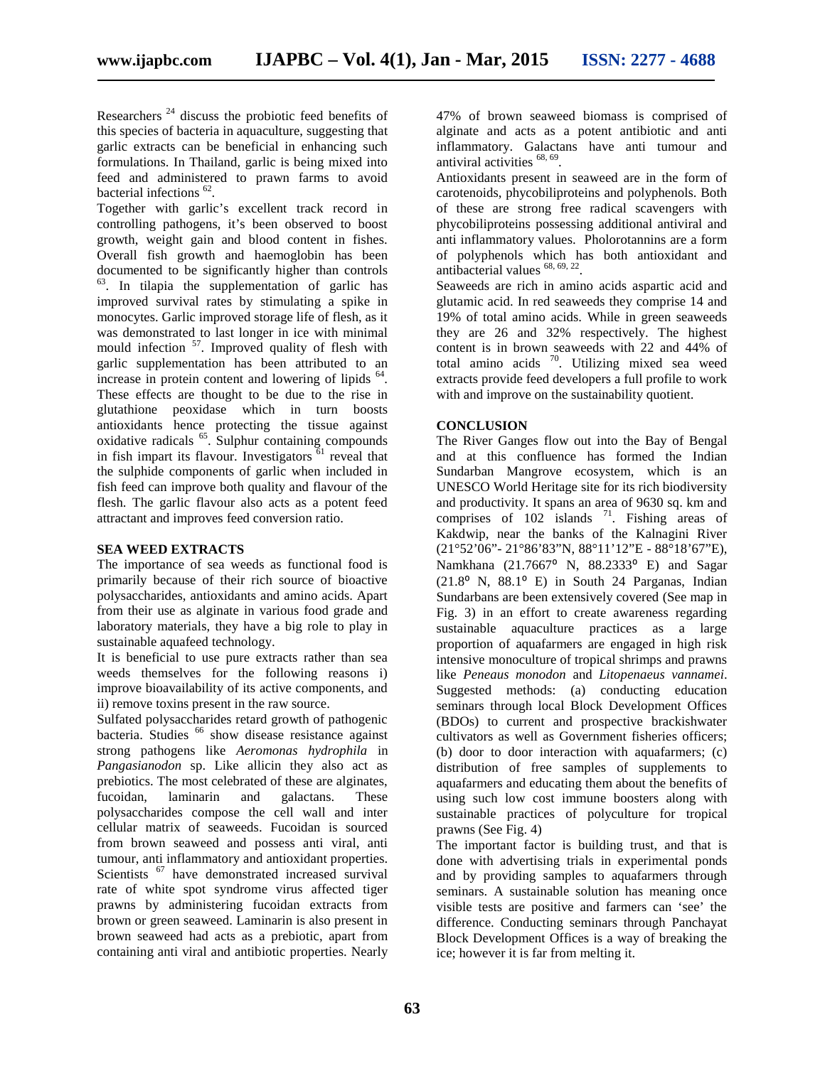Researchers [24] discuss the probiotic feed benefits of this species of bacteria in aquaculture, suggesting that garlic extracts can be beneficial in enhancing such formulations. In Thailand, garlic is being mixed into feed and administered to prawn farms to avoid bacterial infections [62].

Together with garlic's excellent track record in controlling pathogens, it's been observed to boost growth, weight gain and blood content in fishes. Overall fish growth and haemoglobin has been documented to be significantly higher than controls [63]. In tilapia the supplementation of garlic has improved survival rates by stimulating a spike in monocytes. Garlic improved storage life of flesh, as it was demonstrated to last longer in ice with minimal mould infection [57]. Improved quality of flesh with garlic supplementation has been attributed to an increase in protein content and lowering of lipids [64]. These effects are thought to be due to the rise in glutathione peoxidase which in turn boosts antioxidants hence protecting the tissue against oxidative radicals [65]. Sulphur containing compounds in fish impart its flavour. Investigators [61] reveal that the sulphide components of garlic when included in fish feed can improve both quality and flavour of the flesh. The garlic flavour also acts as a potent feed attractant and improves feed conversion ratio.

## SEA WEED EXTRACTS

The importance of sea weeds as functional food is primarily because of their rich source of bioactive polysaccharides, antioxidants and amino acids. Apart from their use as alginate in various food grade and laboratory materials, they have a big role to play in sustainable aquafeed technology.

It is beneficial to use pure extracts rather than sea weeds themselves for the following reasons i) improve bioavailability of its active components, and ii) remove toxins present in the raw source.

Sulfated polysaccharides retard growth of pathogenic bacteria. Studies [66] show disease resistance against strong pathogens like *Aeromonas hydrophila* in *Pangasianodon* sp. Like allicin they also act as prebiotics. The most celebrated of these are alginates, fucoidan, laminarin and galactans. These polysaccharides compose the cell wall and inter cellular matrix of seaweeds. Fucoidan is sourced from brown seaweed and possess anti viral, anti tumour, anti inflammatory and antioxidant properties. Scientists [67] have demonstrated increased survival rate of white spot syndrome virus affected tiger prawns by administering fucoidan extracts from brown or green seaweed. Laminarin is also present in brown seaweed had acts as a prebiotic, apart from containing anti viral and antibiotic properties. Nearly 47% of brown seaweed biomass is comprised of alginate and acts as a potent antibiotic and anti inflammatory. Galactans have anti tumour and antiviral activities [68, 69].

Antioxidants present in seaweed are in the form of carotenoids, phycobiliproteins and polyphenols. Both of these are strong free radical scavengers with phycobiliproteins possessing additional antiviral and anti inflammatory values. Pholorotannins are a form of polyphenols which has both antioxidant and antibacterial values [68, 69, 22].

Seaweeds are rich in amino acids aspartic acid and glutamic acid. In red seaweeds they comprise 14 and 19% of total amino acids. While in green seaweeds they are 26 and 32% respectively. The highest content is in brown seaweeds with 22 and 44% of total amino acids [70]. Utilizing mixed sea weed extracts provide feed developers a full profile to work with and improve on the sustainability quotient.

## CONCLUSION

The River Ganges flow out into the Bay of Bengal and at this confluence has formed the Indian Sundarban Mangrove ecosystem, which is an UNESCO World Heritage site for its rich biodiversity and productivity. It spans an area of 9630 sq. km and comprises of 102 islands [71]. Fishing areas of Kakdwip, near the banks of the Kalnagini River (21°52'06"- 21°86'83"N, 88°11'12"E - 88°18'67"E), Namkhana (21.7667° N, 88.2333° E) and Sagar (21.8° N, 88.1° E) in South 24 Parganas, Indian Sundarbans are been extensively covered (See map in Fig. 3) in an effort to create awareness regarding sustainable aquaculture practices as a large proportion of aquafarmers are engaged in high risk intensive monoculture of tropical shrimps and prawns like *Peneaus monodon* and *Litopenaeus vannamei*. Suggested methods: (a) conducting education seminars through local Block Development Offices (BDOs) to current and prospective brackishwater cultivators as well as Government fisheries officers; (b) door to door interaction with aquafarmers; (c) distribution of free samples of supplements to aquafarmers and educating them about the benefits of using such low cost immune boosters along with sustainable practices of polyculture for tropical prawns (See Fig. 4)

The important factor is building trust, and that is done with advertising trials in experimental ponds and by providing samples to aquafarmers through seminars. A sustainable solution has meaning once visible tests are positive and farmers can 'see' the difference. Conducting seminars through Panchayat Block Development Offices is a way of breaking the ice; however it is far from melting it.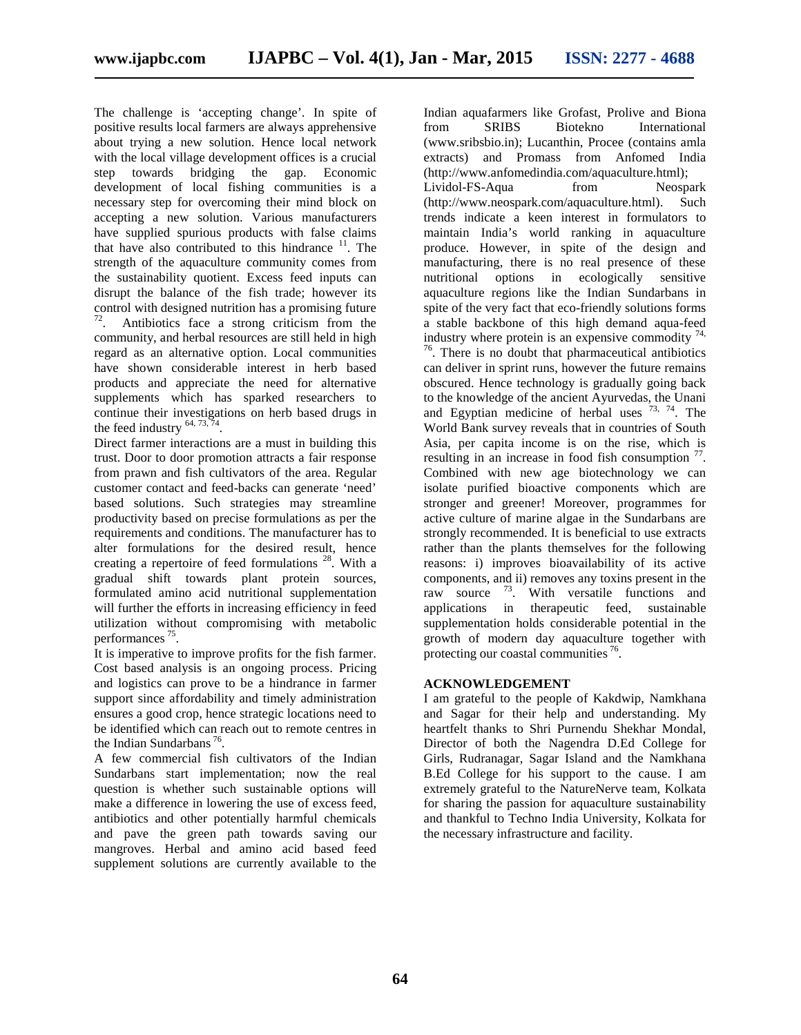The challenge is 'accepting change'. In spite of positive results local farmers are always apprehensive about trying a new solution. Hence local network with the local village development offices is a crucial step towards bridging the gap. Economic development of local fishing communities is a necessary step for overcoming their mind block on accepting a new solution. Various manufacturers have supplied spurious products with false claims that have also contributed to this hindrance [11]. The strength of the aquaculture community comes from the sustainability quotient. Excess feed inputs can disrupt the balance of the fish trade; however its control with designed nutrition has a promising future [72]. Antibiotics face a strong criticism from the community, and herbal resources are still held in high regard as an alternative option. Local communities have shown considerable interest in herb based products and appreciate the need for alternative supplements which has sparked researchers to continue their investigations on herb based drugs in the feed industry [64, 73, 74].

Direct farmer interactions are a must in building this trust. Door to door promotion attracts a fair response from prawn and fish cultivators of the area. Regular customer contact and feed-backs can generate 'need' based solutions. Such strategies may streamline productivity based on precise formulations as per the requirements and conditions. The manufacturer has to alter formulations for the desired result, hence creating a repertoire of feed formulations [28]. With a gradual shift towards plant protein sources, formulated amino acid nutritional supplementation will further the efforts in increasing efficiency in feed utilization without compromising with metabolic performances [75].

It is imperative to improve profits for the fish farmer. Cost based analysis is an ongoing process. Pricing and logistics can prove to be a hindrance in farmer support since affordability and timely administration ensures a good crop, hence strategic locations need to be identified which can reach out to remote centres in the Indian Sundarbans [76].

A few commercial fish cultivators of the Indian Sundarbans start implementation; now the real question is whether such sustainable options will make a difference in lowering the use of excess feed, antibiotics and other potentially harmful chemicals and pave the green path towards saving our mangroves. Herbal and amino acid based feed supplement solutions are currently available to the Indian aquafarmers like Grofast, Prolive and Biona from SRIBS Biotekno International (www.sribsbio.in); Lucanthin, Procee (contains amla extracts) and Promass from Anfomed India (http://www.anfomedindia.com/aquaculture.html); Lividol-FS-Aqua from Neospark (http://www.neospark.com/aquaculture.html). Such trends indicate a keen interest in formulators to maintain India's world ranking in aquaculture produce. However, in spite of the design and manufacturing, there is no real presence of these nutritional options in ecologically sensitive aquaculture regions like the Indian Sundarbans in spite of the very fact that eco-friendly solutions forms a stable backbone of this high demand aqua-feed industry where protein is an expensive commodity [74, 76]. There is no doubt that pharmaceutical antibiotics can deliver in sprint runs, however the future remains obscured. Hence technology is gradually going back to the knowledge of the ancient Ayurvedas, the Unani and Egyptian medicine of herbal uses [73, 74]. The World Bank survey reveals that in countries of South Asia, per capita income is on the rise, which is resulting in an increase in food fish consumption [77]. Combined with new age biotechnology we can isolate purified bioactive components which are stronger and greener! Moreover, programmes for active culture of marine algae in the Sundarbans are strongly recommended. It is beneficial to use extracts rather than the plants themselves for the following reasons: i) improves bioavailability of its active components, and ii) removes any toxins present in the raw source [73]. With versatile functions and applications in therapeutic feed, sustainable supplementation holds considerable potential in the growth of modern day aquaculture together with protecting our coastal communities [76].

## ACKNOWLEDGEMENT

I am grateful to the people of Kakdwip, Namkhana and Sagar for their help and understanding. My heartfelt thanks to Shri Purnendu Shekhar Mondal, Director of both the Nagendra D.Ed College for Girls, Rudranagar, Sagar Island and the Namkhana B.Ed College for his support to the cause. I am extremely grateful to the NatureNerve team, Kolkata for sharing the passion for aquaculture sustainability and thankful to Techno India University, Kolkata for the necessary infrastructure and facility.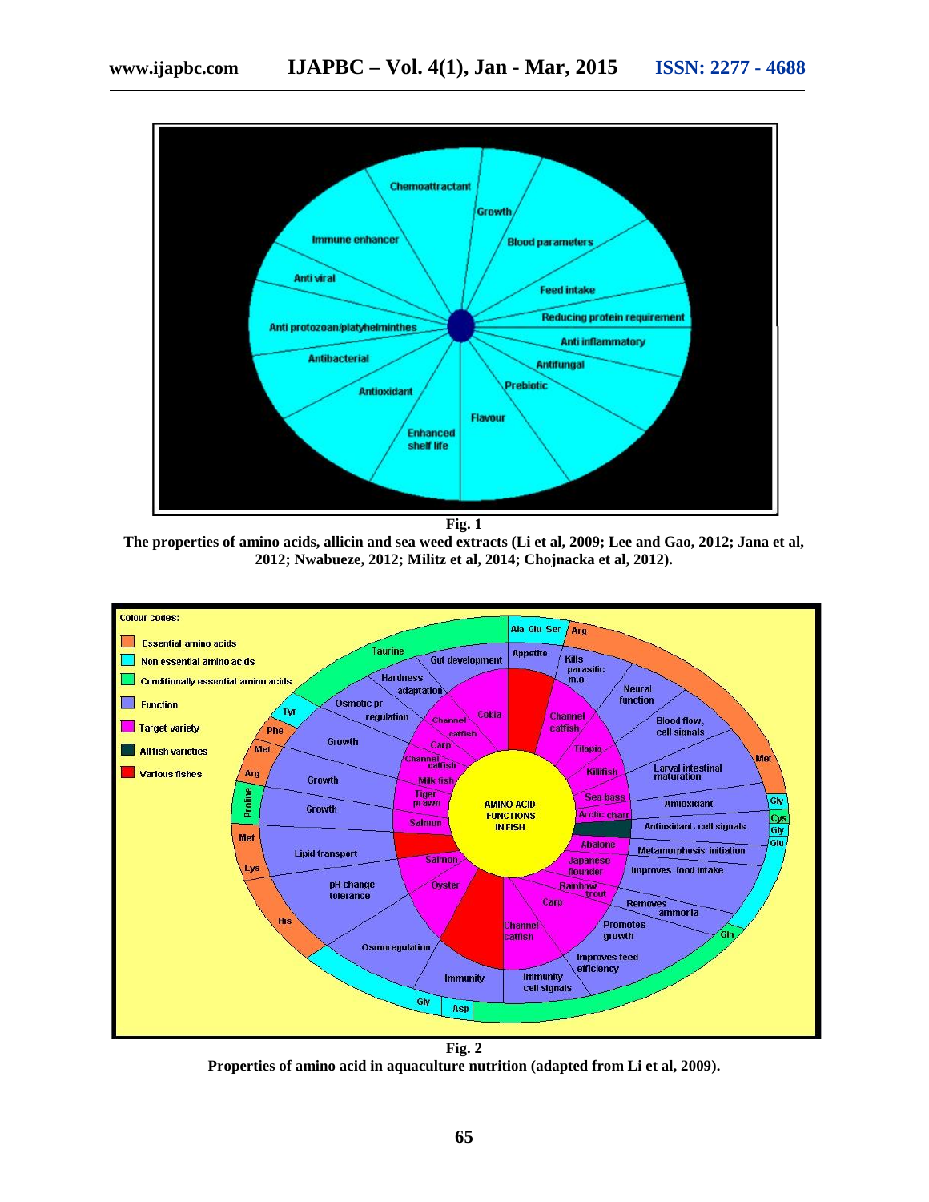**Fig. 1**

**The properties of amino acids, allicin and sea weed extracts (Li et al, 2009; Lee and Gao, 2012; Jana et al, 2012; Nwabueze, 2012; Militz et al, 2014; Chojnacka et al, 2012).**

**Fig. 2**

**Properties of amino acid in aquaculture nutrition (adapted from Li et al, 2009).**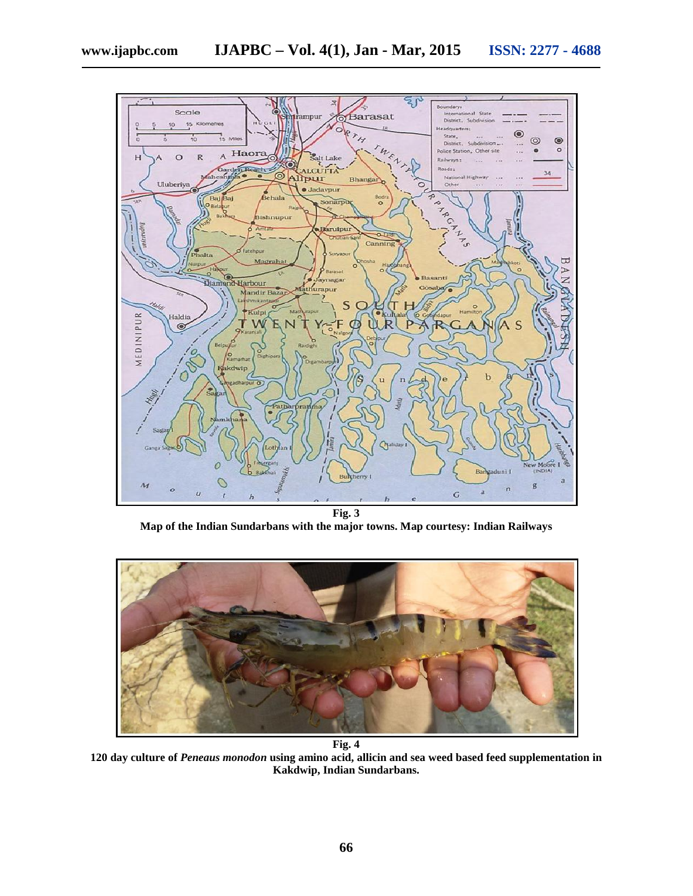**Fig. 3**

**Map of the Indian Sundarbans with the major towns. Map courtesy: Indian Railways**

**Fig. 4**

**120 day culture of *Peneaus monodon* using amino acid, allicin and sea weed based feed supplementation in Kakdwip, Indian Sundarbans.**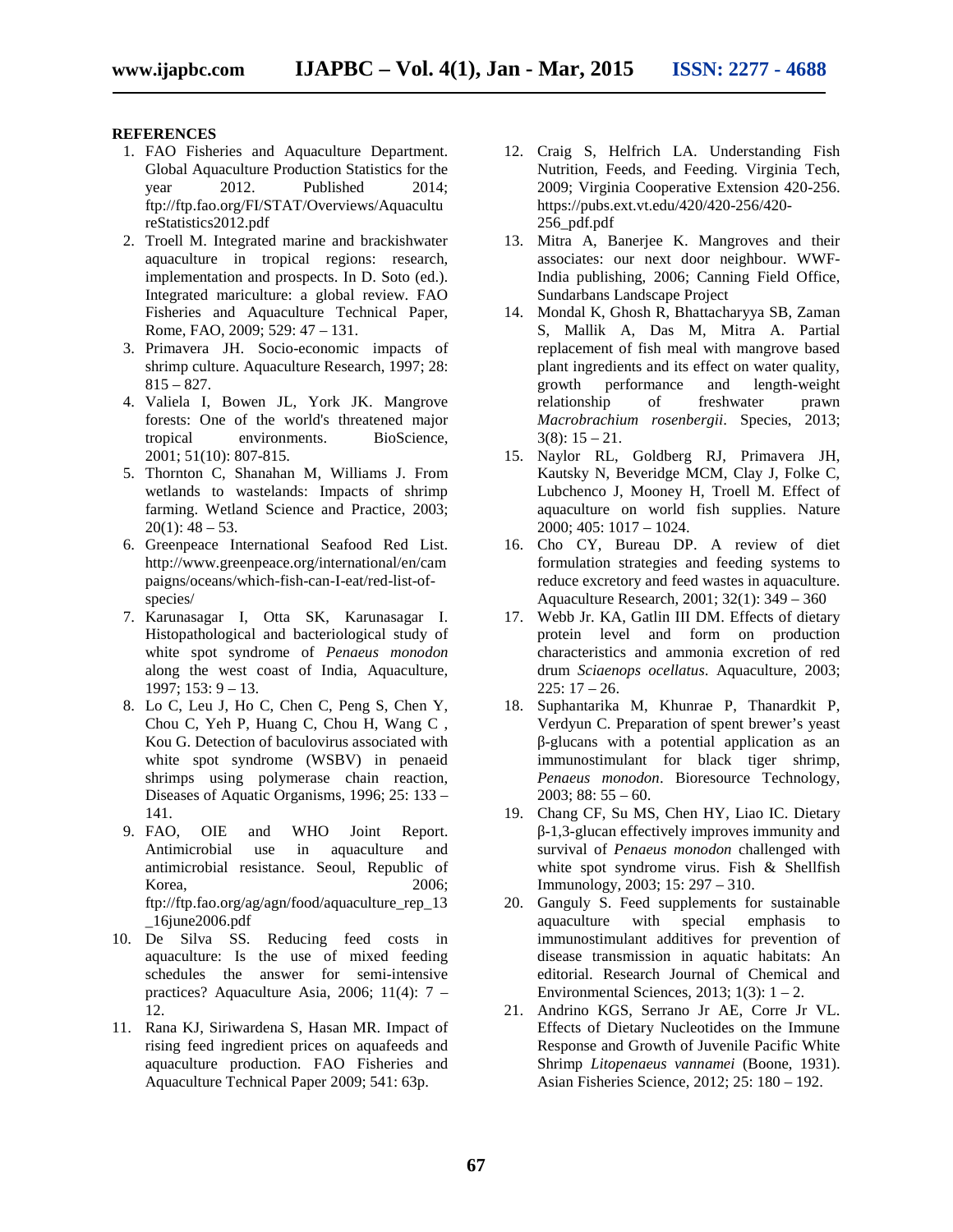## REFERENCES

1. FAO Fisheries and Aquaculture Department. Global Aquaculture Production Statistics for the year 2012. Published 2014; ftp://ftp.fao.org/FI/STAT/Overviews/AquacultureStatistics2012.pdf
2. Troell M. Integrated marine and brackishwater aquaculture in tropical regions: research, implementation and prospects. In D. Soto (ed.). Integrated mariculture: a global review. FAO Fisheries and Aquaculture Technical Paper, Rome, FAO, 2009; 529: 47 – 131.
3. Primavera JH. Socio-economic impacts of shrimp culture. Aquaculture Research, 1997; 28: 815 – 827.
4. Valiela I, Bowen JL, York JK. Mangrove forests: One of the world's threatened major tropical environments. BioScience, 2001; 51(10): 807-815.
5. Thornton C, Shanahan M, Williams J. From wetlands to wastelands: Impacts of shrimp farming. Wetland Science and Practice, 2003; 20(1): 48 – 53.
6. Greenpeace International Seafood Red List. http://www.greenpeace.org/international/en/campaigns/oceans/which-fish-can-I-eat/red-list-of-species/
7. Karunasagar I, Otta SK, Karunasagar I. Histopathological and bacteriological study of white spot syndrome of *Penaeus monodon* along the west coast of India, Aquaculture, 1997; 153: 9 – 13.
8. Lo C, Leu J, Ho C, Chen C, Peng S, Chen Y, Chou C, Yeh P, Huang C, Chou H, Wang C , Kou G. Detection of baculovirus associated with white spot syndrome (WSBV) in penaeid shrimps using polymerase chain reaction, Diseases of Aquatic Organisms, 1996; 25: 133 – 141.
9. FAO, OIE and WHO Joint Report. Antimicrobial use in aquaculture and antimicrobial resistance. Seoul, Republic of Korea, 2006; ftp://ftp.fao.org/ag/agn/food/aquaculture_rep_13_16june2006.pdf
10. De Silva SS. Reducing feed costs in aquaculture: Is the use of mixed feeding schedules the answer for semi-intensive practices? Aquaculture Asia, 2006; 11(4): 7 – 12.
11. Rana KJ, Siriwardena S, Hasan MR. Impact of rising feed ingredient prices on aquafeeds and aquaculture production. FAO Fisheries and Aquaculture Technical Paper 2009; 541: 63p.
12. Craig S, Helfrich LA. Understanding Fish Nutrition, Feeds, and Feeding. Virginia Tech, 2009; Virginia Cooperative Extension 420-256. https://pubs.ext.vt.edu/420/420-256/420-256_pdf.pdf
13. Mitra A, Banerjee K. Mangroves and their associates: our next door neighbour. WWF-India publishing, 2006; Canning Field Office, Sundarbans Landscape Project
14. Mondal K, Ghosh R, Bhattacharyya SB, Zaman S, Mallik A, Das M, Mitra A. Partial replacement of fish meal with mangrove based plant ingredients and its effect on water quality, growth performance and length-weight relationship of freshwater prawn *Macrobrachium rosenbergii*. Species, 2013; 3(8): 15 – 21.
15. Naylor RL, Goldberg RJ, Primavera JH, Kautsky N, Beveridge MCM, Clay J, Folke C, Lubchenco J, Mooney H, Troell M. Effect of aquaculture on world fish supplies. Nature 2000; 405: 1017 – 1024.
16. Cho CY, Bureau DP. A review of diet formulation strategies and feeding systems to reduce excretory and feed wastes in aquaculture. Aquaculture Research, 2001; 32(1): 349 – 360
17. Webb Jr. KA, Gatlin III DM. Effects of dietary protein level and form on production characteristics and ammonia excretion of red drum *Sciaenops ocellatus*. Aquaculture, 2003; 225: 17 – 26.
18. Suphantarika M, Khunrae P, Thanardkit P, Verdyun C. Preparation of spent brewer's yeast β-glucans with a potential application as an immunostimulant for black tiger shrimp, *Penaeus monodon*. Bioresource Technology, 2003; 88: 55 – 60.
19. Chang CF, Su MS, Chen HY, Liao IC. Dietary β-1,3-glucan effectively improves immunity and survival of *Penaeus monodon* challenged with white spot syndrome virus. Fish & Shellfish Immunology, 2003; 15: 297 – 310.
20. Ganguly S. Feed supplements for sustainable aquaculture with special emphasis to immunostimulant additives for prevention of disease transmission in aquatic habitats: An editorial. Research Journal of Chemical and Environmental Sciences, 2013; 1(3): 1 – 2.
21. Andrino KGS, Serrano Jr AE, Corre Jr VL. Effects of Dietary Nucleotides on the Immune Response and Growth of Juvenile Pacific White Shrimp *Litopenaeus vannamei* (Boone, 1931). Asian Fisheries Science, 2012; 25: 180 – 192.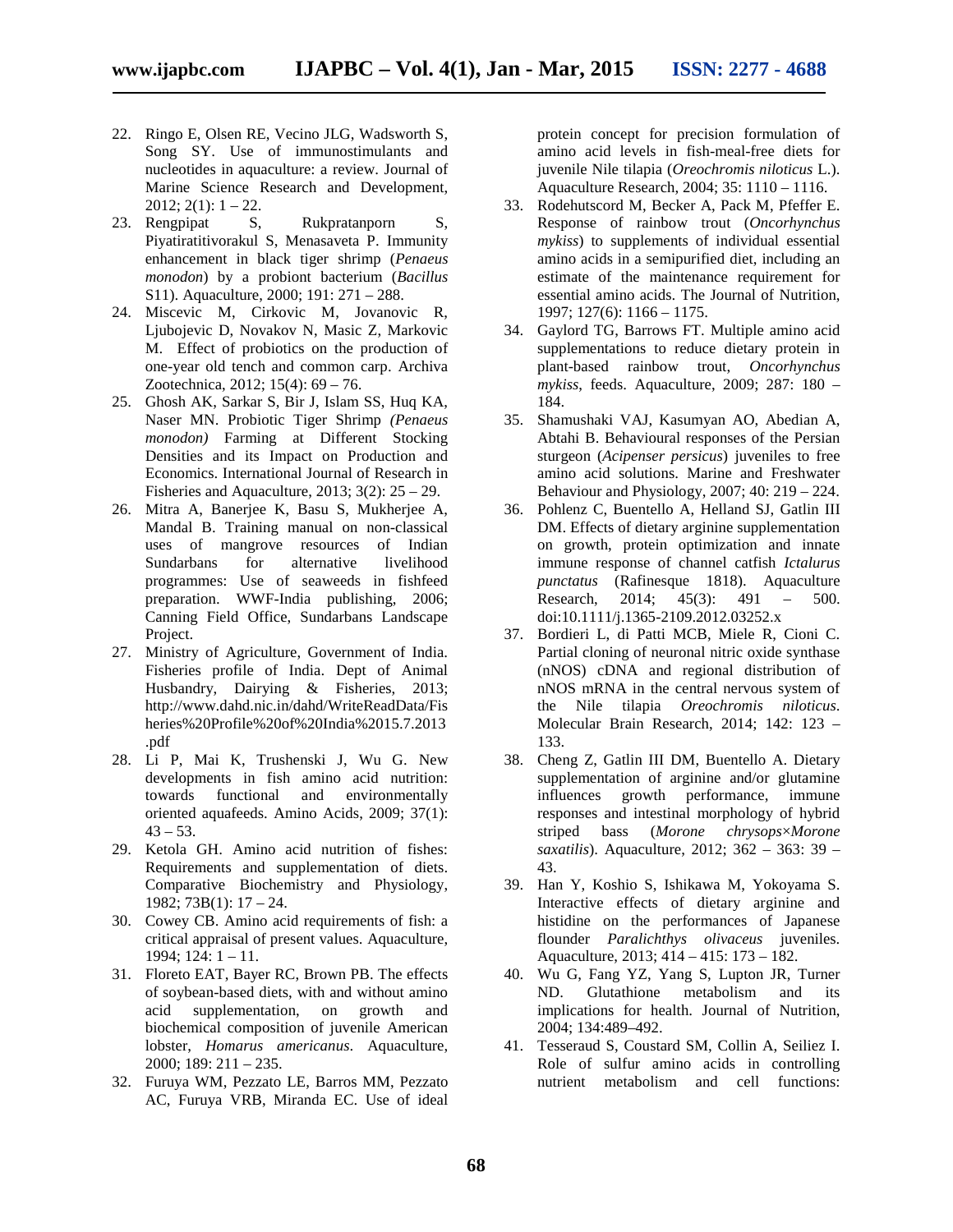22. Ringo E, Olsen RE, Vecino JLG, Wadsworth S, Song SY. Use of immunostimulants and nucleotides in aquaculture: a review. Journal of Marine Science Research and Development, 2012; 2(1): 1 – 22.
23. Rengpipat S, Rukpratanporn S, Piyatiratitivorakul S, Menasaveta P. Immunity enhancement in black tiger shrimp (*Penaeus monodon*) by a probiont bacterium (*Bacillus* S11). Aquaculture, 2000; 191: 271 – 288.
24. Miscevic M, Cirkovic M, Jovanovic R, Ljubojevic D, Novakov N, Masic Z, Markovic M. Effect of probiotics on the production of one-year old tench and common carp. Archiva Zootechnica, 2012; 15(4): 69 – 76.
25. Ghosh AK, Sarkar S, Bir J, Islam SS, Huq KA, Naser MN. Probiotic Tiger Shrimp *(Penaeus monodon)* Farming at Different Stocking Densities and its Impact on Production and Economics. International Journal of Research in Fisheries and Aquaculture, 2013; 3(2): 25 – 29.
26. Mitra A, Banerjee K, Basu S, Mukherjee A, Mandal B. Training manual on non-classical uses of mangrove resources of Indian Sundarbans for alternative livelihood programmes: Use of seaweeds in fishfeed preparation. WWF-India publishing, 2006; Canning Field Office, Sundarbans Landscape Project.
27. Ministry of Agriculture, Government of India. Fisheries profile of India. Dept of Animal Husbandry, Dairying & Fisheries, 2013; http://www.dahd.nic.in/dahd/WriteReadData/Fisheries%20Profile%20of%20India%2015.7.2013.pdf
28. Li P, Mai K, Trushenski J, Wu G. New developments in fish amino acid nutrition: towards functional and environmentally oriented aquafeeds. Amino Acids, 2009; 37(1): 43 – 53.
29. Ketola GH. Amino acid nutrition of fishes: Requirements and supplementation of diets. Comparative Biochemistry and Physiology, 1982; 73B(1): 17 – 24.
30. Cowey CB. Amino acid requirements of fish: a critical appraisal of present values. Aquaculture, 1994; 124: 1 – 11.
31. Floreto EAT, Bayer RC, Brown PB. The effects of soybean-based diets, with and without amino acid supplementation, on growth and biochemical composition of juvenile American lobster, *Homarus americanus*. Aquaculture, 2000; 189: 211 – 235.
32. Furuya WM, Pezzato LE, Barros MM, Pezzato AC, Furuya VRB, Miranda EC. Use of ideal protein concept for precision formulation of amino acid levels in fish-meal-free diets for juvenile Nile tilapia (*Oreochromis niloticus* L.). Aquaculture Research, 2004; 35: 1110 – 1116.
33. Rodehutscord M, Becker A, Pack M, Pfeffer E. Response of rainbow trout (*Oncorhynchus mykiss*) to supplements of individual essential amino acids in a semipurified diet, including an estimate of the maintenance requirement for essential amino acids. The Journal of Nutrition, 1997; 127(6): 1166 – 1175.
34. Gaylord TG, Barrows FT. Multiple amino acid supplementations to reduce dietary protein in plant-based rainbow trout, *Oncorhynchus mykiss*, feeds. Aquaculture, 2009; 287: 180 – 184.
35. Shamushaki VAJ, Kasumyan AO, Abedian A, Abtahi B. Behavioural responses of the Persian sturgeon (*Acipenser persicus*) juveniles to free amino acid solutions. Marine and Freshwater Behaviour and Physiology, 2007; 40: 219 – 224.
36. Pohlenz C, Buentello A, Helland SJ, Gatlin III DM. Effects of dietary arginine supplementation on growth, protein optimization and innate immune response of channel catfish *Ictalurus punctatus* (Rafinesque 1818). Aquaculture Research, 2014; 45(3): 491 – 500. doi:10.1111/j.1365-2109.2012.03252.x
37. Bordieri L, di Patti MCB, Miele R, Cioni C. Partial cloning of neuronal nitric oxide synthase (nNOS) cDNA and regional distribution of nNOS mRNA in the central nervous system of the Nile tilapia *Oreochromis niloticus*. Molecular Brain Research, 2014; 142: 123 – 133.
38. Cheng Z, Gatlin III DM, Buentello A. Dietary supplementation of arginine and/or glutamine influences growth performance, immune responses and intestinal morphology of hybrid striped bass (*Morone chrysops×Morone saxatilis*). Aquaculture, 2012; 362 – 363: 39 – 43.
39. Han Y, Koshio S, Ishikawa M, Yokoyama S. Interactive effects of dietary arginine and histidine on the performances of Japanese flounder *Paralichthys olivaceus* juveniles. Aquaculture, 2013; 414 – 415: 173 – 182.
40. Wu G, Fang YZ, Yang S, Lupton JR, Turner ND. Glutathione metabolism and its implications for health. Journal of Nutrition, 2004; 134:489–492.
41. Tesseraud S, Coustard SM, Collin A, Seiliez I. Role of sulfur amino acids in controlling nutrient metabolism and cell functions: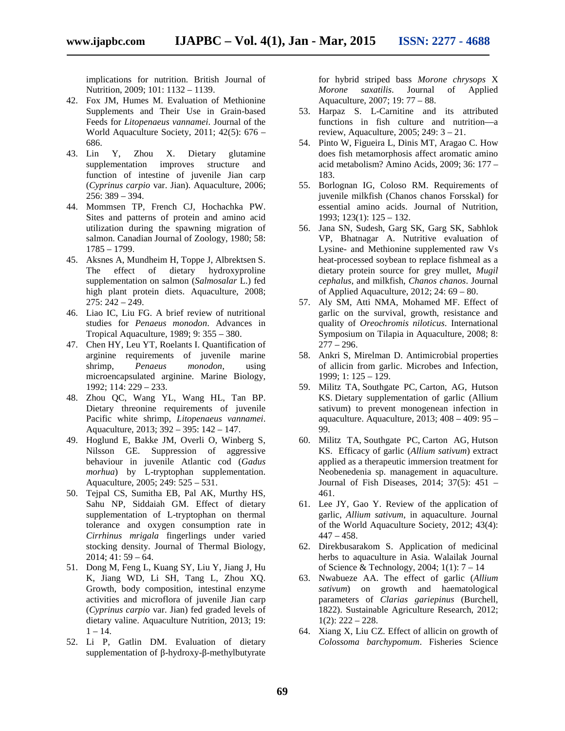implications for nutrition. British Journal of Nutrition, 2009; 101: 1132 – 1139.

42. Fox JM, Humes M. Evaluation of Methionine Supplements and Their Use in Grain-based Feeds for *Litopenaeus vannamei*. Journal of the World Aquaculture Society, 2011; 42(5): 676 – 686.
43. Lin Y, Zhou X. Dietary glutamine supplementation improves structure and function of intestine of juvenile Jian carp (*Cyprinus carpio* var. Jian). Aquaculture, 2006; 256: 389 – 394.
44. Mommsen TP, French CJ, Hochachka PW. Sites and patterns of protein and amino acid utilization during the spawning migration of salmon. Canadian Journal of Zoology, 1980; 58: 1785 – 1799.
45. Aksnes A, Mundheim H, Toppe J, Albrektsen S. The effect of dietary hydroxyproline supplementation on salmon (*Salmosalar* L.) fed high plant protein diets. Aquaculture, 2008; 275: 242 – 249.
46. Liao IC, Liu FG. A brief review of nutritional studies for *Penaeus monodon*. Advances in Tropical Aquaculture, 1989; 9: 355 – 380.
47. Chen HY, Leu YT, Roelants I. Quantification of arginine requirements of juvenile marine shrimp, *Penaeus monodon*, using microencapsulated arginine. Marine Biology, 1992; 114: 229 – 233.
48. Zhou QC, Wang YL, Wang HL, Tan BP. Dietary threonine requirements of juvenile Pacific white shrimp, *Litopenaeus vannamei*. Aquaculture, 2013; 392 – 395: 142 – 147.
49. Hoglund E, Bakke JM, Overli O, Winberg S, Nilsson GE. Suppression of aggressive behaviour in juvenile Atlantic cod (*Gadus morhua*) by L-tryptophan supplementation. Aquaculture, 2005; 249: 525 – 531.
50. Tejpal CS, Sumitha EB, Pal AK, Murthy HS, Sahu NP, Siddaiah GM. Effect of dietary supplementation of L-tryptophan on thermal tolerance and oxygen consumption rate in *Cirrhinus mrigala* fingerlings under varied stocking density. Journal of Thermal Biology, 2014; 41: 59 – 64.
51. Dong M, Feng L, Kuang SY, Liu Y, Jiang J, Hu K, Jiang WD, Li SH, Tang L, Zhou XQ. Growth, body composition, intestinal enzyme activities and microflora of juvenile Jian carp (*Cyprinus carpio* var. Jian) fed graded levels of dietary valine. Aquaculture Nutrition, 2013; 19: 1 – 14.
52. Li P, Gatlin DM. Evaluation of dietary supplementation of β-hydroxy-β-methylbutyrate for hybrid striped bass *Morone chrysops* X *Morone saxatilis*. Journal of Applied Aquaculture, 2007; 19: 77 – 88.
53. Harpaz S. L-Carnitine and its attributed functions in fish culture and nutrition—a review, Aquaculture, 2005; 249: 3 – 21.
54. Pinto W, Figueira L, Dinis MT, Aragao C. How does fish metamorphosis affect aromatic amino acid metabolism? Amino Acids, 2009; 36: 177 – 183.
55. Borlognan IG, Coloso RM. Requirements of juvenile milkfish (Chanos chanos Forsskal) for essential amino acids. Journal of Nutrition, 1993; 123(1): 125 – 132.
56. Jana SN, Sudesh, Garg SK, Garg SK, Sabhlok VP, Bhatnagar A. Nutritive evaluation of Lysine- and Methionine supplemented raw Vs heat-processed soybean to replace fishmeal as a dietary protein source for grey mullet, *Mugil cephalus*, and milkfish, *Chanos chanos*. Journal of Applied Aquaculture, 2012; 24: 69 – 80.
57. Aly SM, Atti NMA, Mohamed MF. Effect of garlic on the survival, growth, resistance and quality of *Oreochromis niloticus*. International Symposium on Tilapia in Aquaculture, 2008; 8: 277 – 296.
58. Ankri S, Mirelman D. Antimicrobial properties of allicin from garlic. Microbes and Infection, 1999; 1: 125 – 129.
59. Militz TA, Southgate PC, Carton, AG, Hutson KS. Dietary supplementation of garlic (Allium sativum) to prevent monogenean infection in aquaculture. Aquaculture, 2013; 408 – 409: 95 – 99.
60. Militz TA, Southgate PC, Carton AG, Hutson KS. Efficacy of garlic (*Allium sativum*) extract applied as a therapeutic immersion treatment for Neobenedenia sp. management in aquaculture. Journal of Fish Diseases, 2014; 37(5): 451 – 461.
61. Lee JY, Gao Y. Review of the application of garlic, *Allium sativum*, in aquaculture. Journal of the World Aquaculture Society, 2012; 43(4): 447 – 458.
62. Direkbusarakom S. Application of medicinal herbs to aquaculture in Asia. Walailak Journal of Science & Technology, 2004; 1(1): 7 – 14
63. Nwabueze AA. The effect of garlic (*Allium sativum*) on growth and haematological parameters of *Clarias gariepinus* (Burchell, 1822). Sustainable Agriculture Research, 2012; 1(2): 222 – 228.
64. Xiang X, Liu CZ. Effect of allicin on growth of *Colossoma barchypomum*. Fisheries Science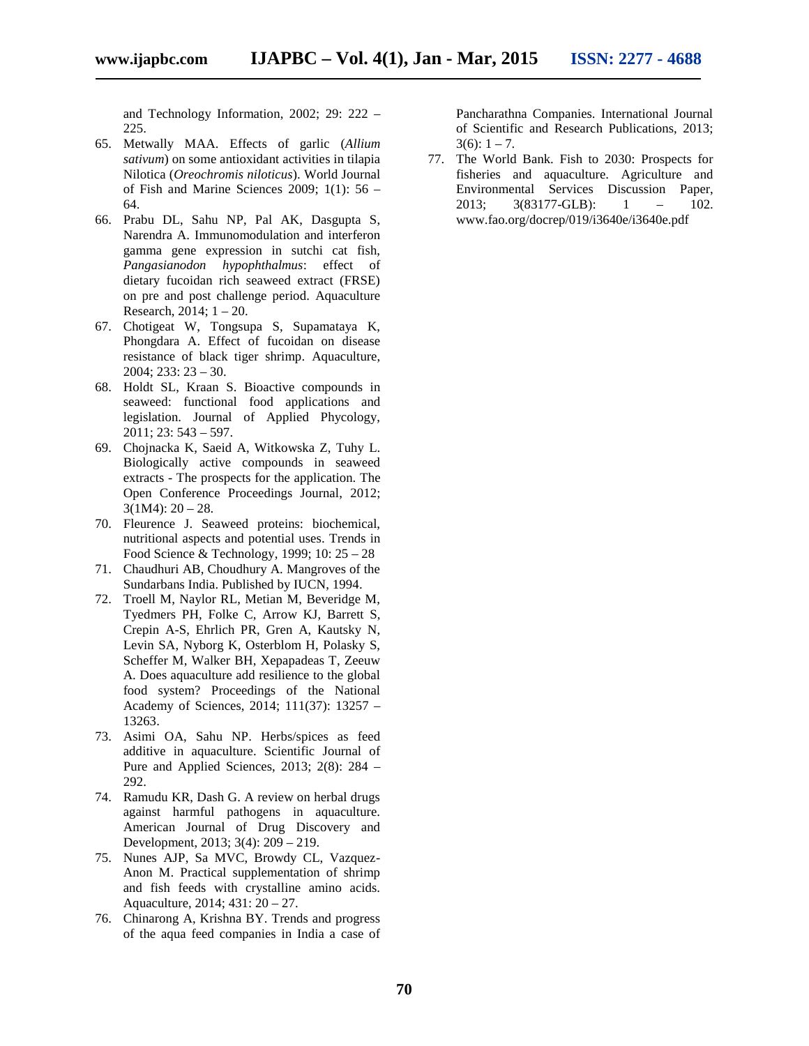and Technology Information, 2002; 29: 222 – 225.

65. Metwally MAA. Effects of garlic (*Allium sativum*) on some antioxidant activities in tilapia Nilotica (*Oreochromis niloticus*). World Journal of Fish and Marine Sciences 2009; 1(1): 56 – 64.
66. Prabu DL, Sahu NP, Pal AK, Dasgupta S, Narendra A. Immunomodulation and interferon gamma gene expression in sutchi cat fish, *Pangasianodon hypophthalmus*: effect of dietary fucoidan rich seaweed extract (FRSE) on pre and post challenge period. Aquaculture Research, 2014; 1 – 20.
67. Chotigeat W, Tongsupa S, Supamataya K, Phongdara A. Effect of fucoidan on disease resistance of black tiger shrimp. Aquaculture, 2004; 233: 23 – 30.
68. Holdt SL, Kraan S. Bioactive compounds in seaweed: functional food applications and legislation. Journal of Applied Phycology, 2011; 23: 543 – 597.
69. Chojnacka K, Saeid A, Witkowska Z, Tuhy L. Biologically active compounds in seaweed extracts - The prospects for the application. The Open Conference Proceedings Journal, 2012; 3(1M4): 20 – 28.
70. Fleurence J. Seaweed proteins: biochemical, nutritional aspects and potential uses. Trends in Food Science & Technology, 1999; 10: 25 – 28
71. Chaudhuri AB, Choudhury A. Mangroves of the Sundarbans India. Published by IUCN, 1994.
72. Troell M, Naylor RL, Metian M, Beveridge M, Tyedmers PH, Folke C, Arrow KJ, Barrett S, Crepin A-S, Ehrlich PR, Gren A, Kautsky N, Levin SA, Nyborg K, Osterblom H, Polasky S, Scheffer M, Walker BH, Xepapadeas T, Zeeuw A. Does aquaculture add resilience to the global food system? Proceedings of the National Academy of Sciences, 2014; 111(37): 13257 – 13263.
73. Asimi OA, Sahu NP. Herbs/spices as feed additive in aquaculture. Scientific Journal of Pure and Applied Sciences, 2013; 2(8): 284 – 292.
74. Ramudu KR, Dash G. A review on herbal drugs against harmful pathogens in aquaculture. American Journal of Drug Discovery and Development, 2013; 3(4): 209 – 219.
75. Nunes AJP, Sa MVC, Browdy CL, Vazquez-Anon M. Practical supplementation of shrimp and fish feeds with crystalline amino acids. Aquaculture, 2014; 431: 20 – 27.
76. Chinarong A, Krishna BY. Trends and progress of the aqua feed companies in India a case of Pancharathna Companies. International Journal of Scientific and Research Publications, 2013; 3(6): 1 – 7.
77. The World Bank. Fish to 2030: Prospects for fisheries and aquaculture. Agriculture and Environmental Services Discussion Paper, 2013; 3(83177-GLB): 1 – 102. www.fao.org/docrep/019/i3640e/i3640e.pdf